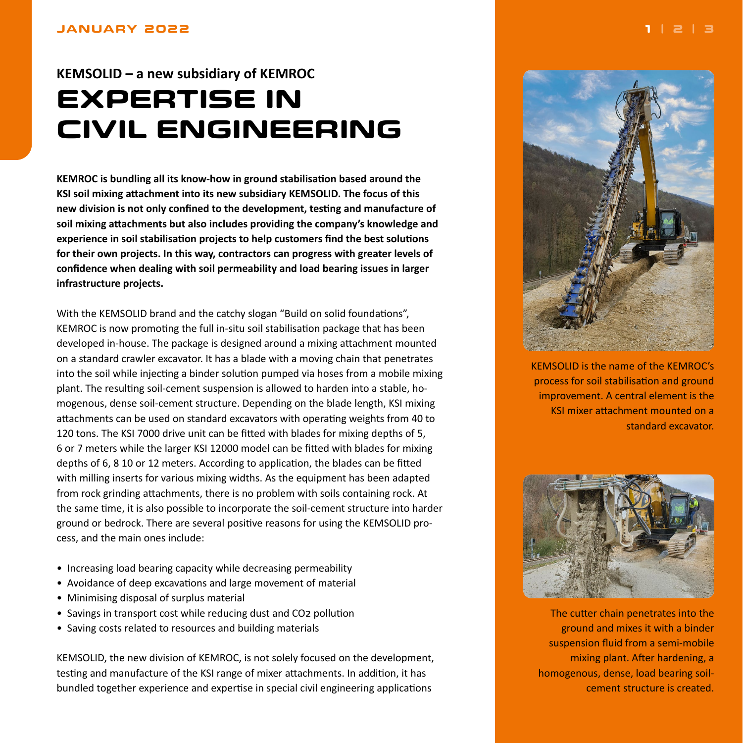**KEMSOLID – a new subsidiary of KEMROC**

# EXPERTISE IN CIVIL ENGINEERING

**KEMROC is bundling all its know-how in ground stabilisation based around the KSI soil mixing attachment into its new subsidiary KEMSOLID. The focus of this new division is not only confined to the development, testing and manufacture of soil mixing attachments but also includes providing the company's knowledge and experience in soil stabilisation projects to help customers find the best solutions for their own projects. In this way, contractors can progress with greater levels of confidence when dealing with soil permeability and load bearing issues in larger infrastructure projects.**

With the KEMSOLID brand and the catchy slogan "Build on solid foundations", KEMROC is now promoting the full in-situ soil stabilisation package that has been developed in-house. The package is designed around a mixing attachment mounted on a standard crawler excavator. It has a blade with a moving chain that penetrates into the soil while injecting a binder solution pumped via hoses from a mobile mixing plant. The resulting soil-cement suspension is allowed to harden into a stable, homogenous, dense soil-cement structure. Depending on the blade length, KSI mixing attachments can be used on standard excavators with operating weights from 40 to 120 tons. The KSI 7000 drive unit can be fitted with blades for mixing depths of 5, 6 or 7 meters while the larger KSI 12000 model can be fitted with blades for mixing depths of 6, 8 10 or 12 meters. According to application, the blades can be fitted with milling inserts for various mixing widths. As the equipment has been adapted from rock grinding attachments, there is no problem with soils containing rock. At the same time, it is also possible to incorporate the soil-cement structure into harder ground or bedrock. There are several positive reasons for using the KEMSOLID process, and the main ones include:

- Increasing load bearing capacity while decreasing permeability
- Avoidance of deep excavations and large movement of material
- Minimising disposal of surplus material
- Savings in transport cost while reducing dust and $CO_2$ pollution
- Saving costs related to resources and building materials

KEMSOLID, the new division of KEMROC, is not solely focused on the development, testing and manufacture of the KSI range of mixer attachments. In addition, it has bundled together experience and expertise in special civil engineering applications

KEMSOLID is the name of the KEMROC's process for soil stabilisation and ground improvement. A central element is the KSI mixer attachment mounted on a standard excavator.

The cutter chain penetrates into the ground and mixes it with a binder suspension fluid from a semi-mobile mixing plant. After hardening, a homogenous, dense, load bearing soil-cement structure is created.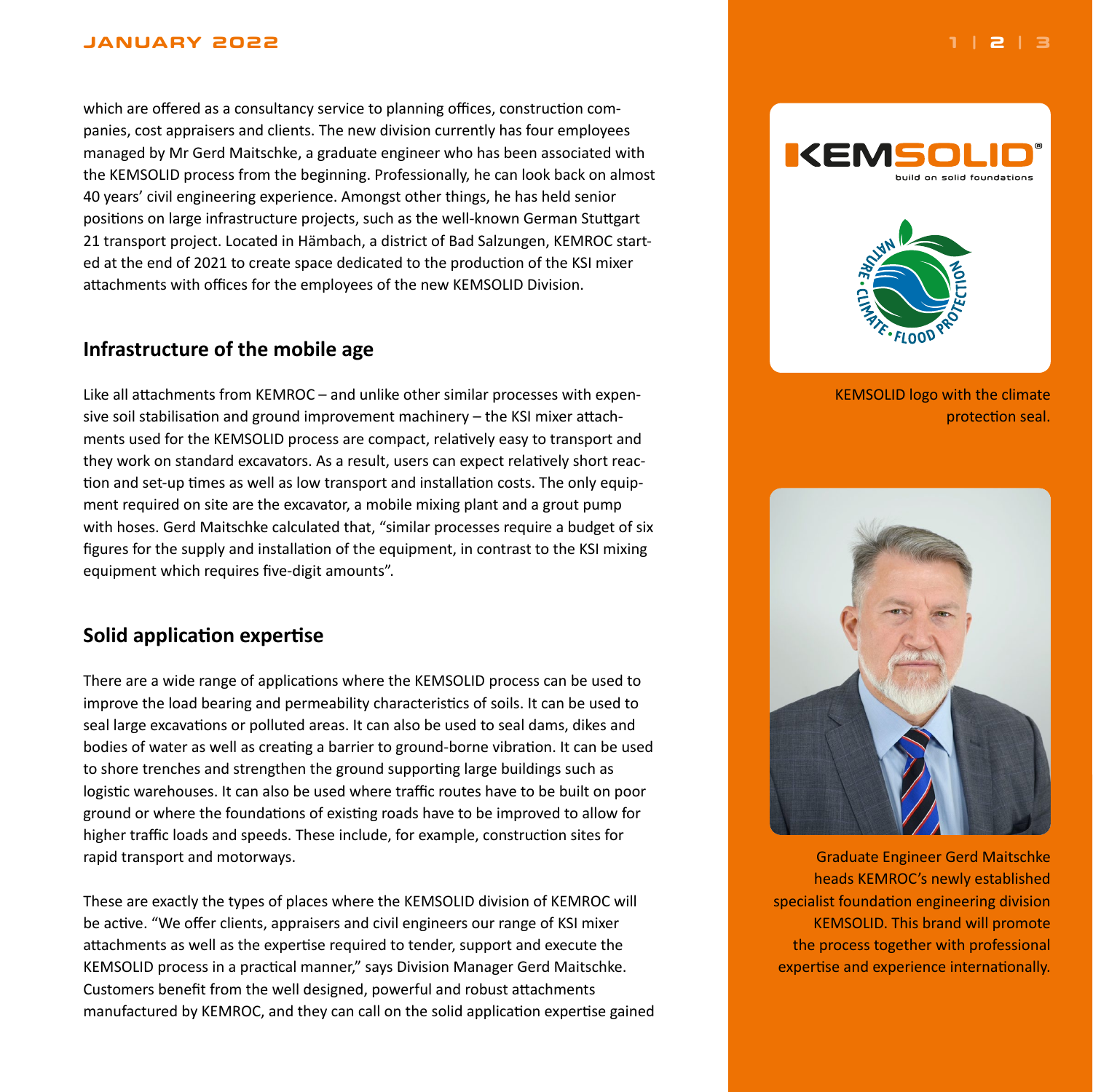which are offered as a consultancy service to planning offices, construction companies, cost appraisers and clients. The new division currently has four employees managed by Mr Gerd Maitschke, a graduate engineer who has been associated with the KEMSOLID process from the beginning. Professionally, he can look back on almost 40 years' civil engineering experience. Amongst other things, he has held senior positions on large infrastructure projects, such as the well-known German Stuttgart 21 transport project. Located in Hämbach, a district of Bad Salzungen, KEMROC started at the end of 2021 to create space dedicated to the production of the KSI mixer attachments with offices for the employees of the new KEMSOLID Division.

## Infrastructure of the mobile age

Like all attachments from KEMROC – and unlike other similar processes with expensive soil stabilisation and ground improvement machinery – the KSI mixer attachments used for the KEMSOLID process are compact, relatively easy to transport and they work on standard excavators. As a result, users can expect relatively short reaction and set-up times as well as low transport and installation costs. The only equipment required on site are the excavator, a mobile mixing plant and a grout pump with hoses. Gerd Maitschke calculated that, "similar processes require a budget of six figures for the supply and installation of the equipment, in contrast to the KSI mixing equipment which requires five-digit amounts".

## Solid application expertise

There are a wide range of applications where the KEMSOLID process can be used to improve the load bearing and permeability characteristics of soils. It can be used to seal large excavations or polluted areas. It can also be used to seal dams, dikes and bodies of water as well as creating a barrier to ground-borne vibration. It can be used to shore trenches and strengthen the ground supporting large buildings such as logistic warehouses. It can also be used where traffic routes have to be built on poor ground or where the foundations of existing roads have to be improved to allow for higher traffic loads and speeds. These include, for example, construction sites for rapid transport and motorways.

These are exactly the types of places where the KEMSOLID division of KEMROC will be active. "We offer clients, appraisers and civil engineers our range of KSI mixer attachments as well as the expertise required to tender, support and execute the KEMSOLID process in a practical manner," says Division Manager Gerd Maitschke. Customers benefit from the well designed, powerful and robust attachments manufactured by KEMROC, and they can call on the solid application expertise gained

KEMSOLID logo with the climate protection seal.

Graduate Engineer Gerd Maitschke heads KEMROC's newly established specialist foundation engineering division KEMSOLID. This brand will promote the process together with professional expertise and experience internationally.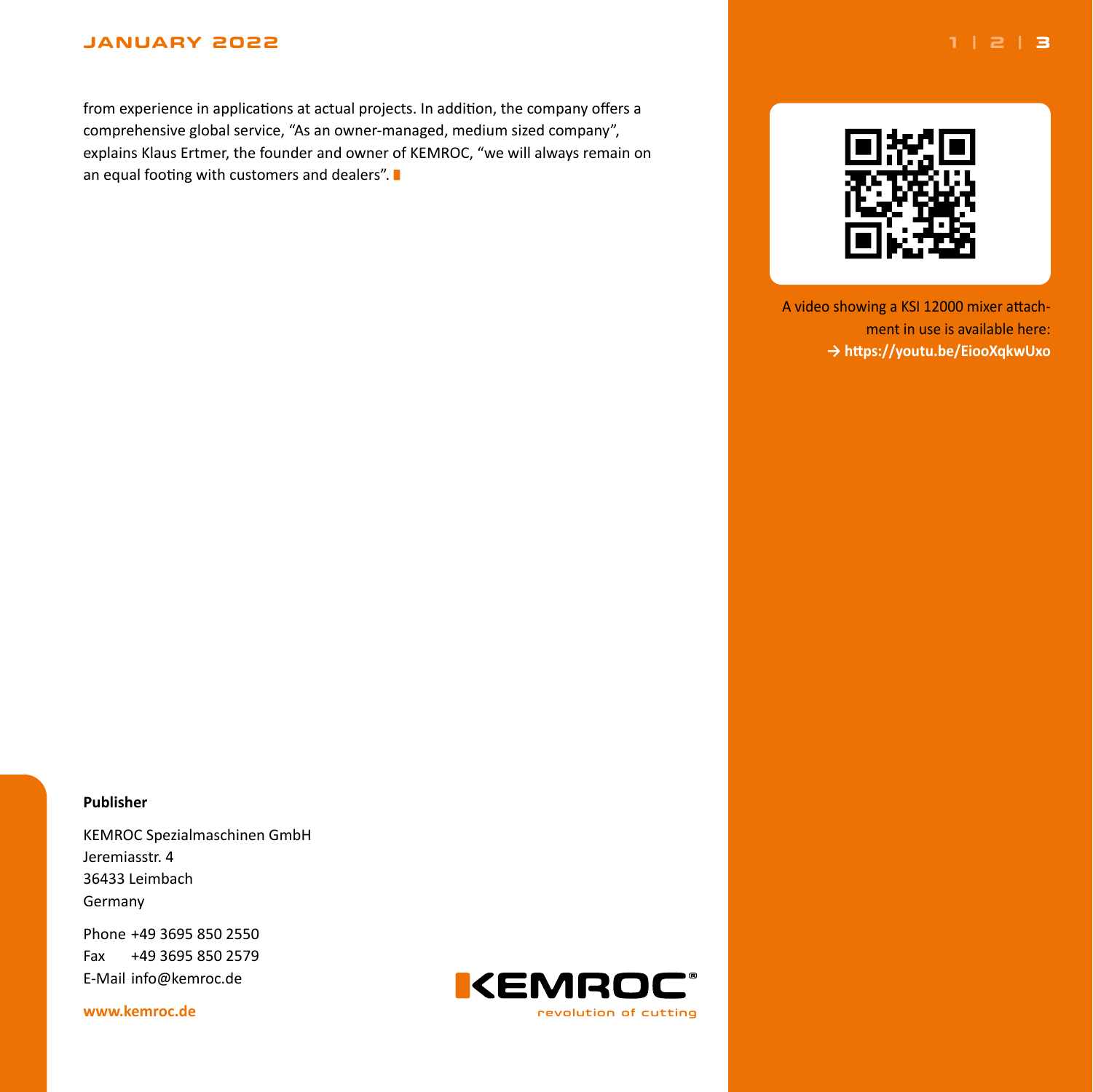from experience in applications at actual projects. In addition, the company offers a comprehensive global service, “As an owner-managed, medium sized company”, explains Klaus Ertmer, the founder and owner of KEMROC, “we will always remain on an equal footing with customers and dealers”.

A video showing a KSI 12000 mixer attachment in use is available here:
→ **https://youtu.be/EiooXqkwUxo**

**Publisher**

KEMROC Spezialmaschinen GmbH
Jeremiasstr. 4
36433 Leimbach
Germany

Phone +49 3695 850 2550
Fax +49 3695 850 2579
E-Mail info@kemroc.de

**www.kemroc.de**

KEMROC®
revolution of cutting